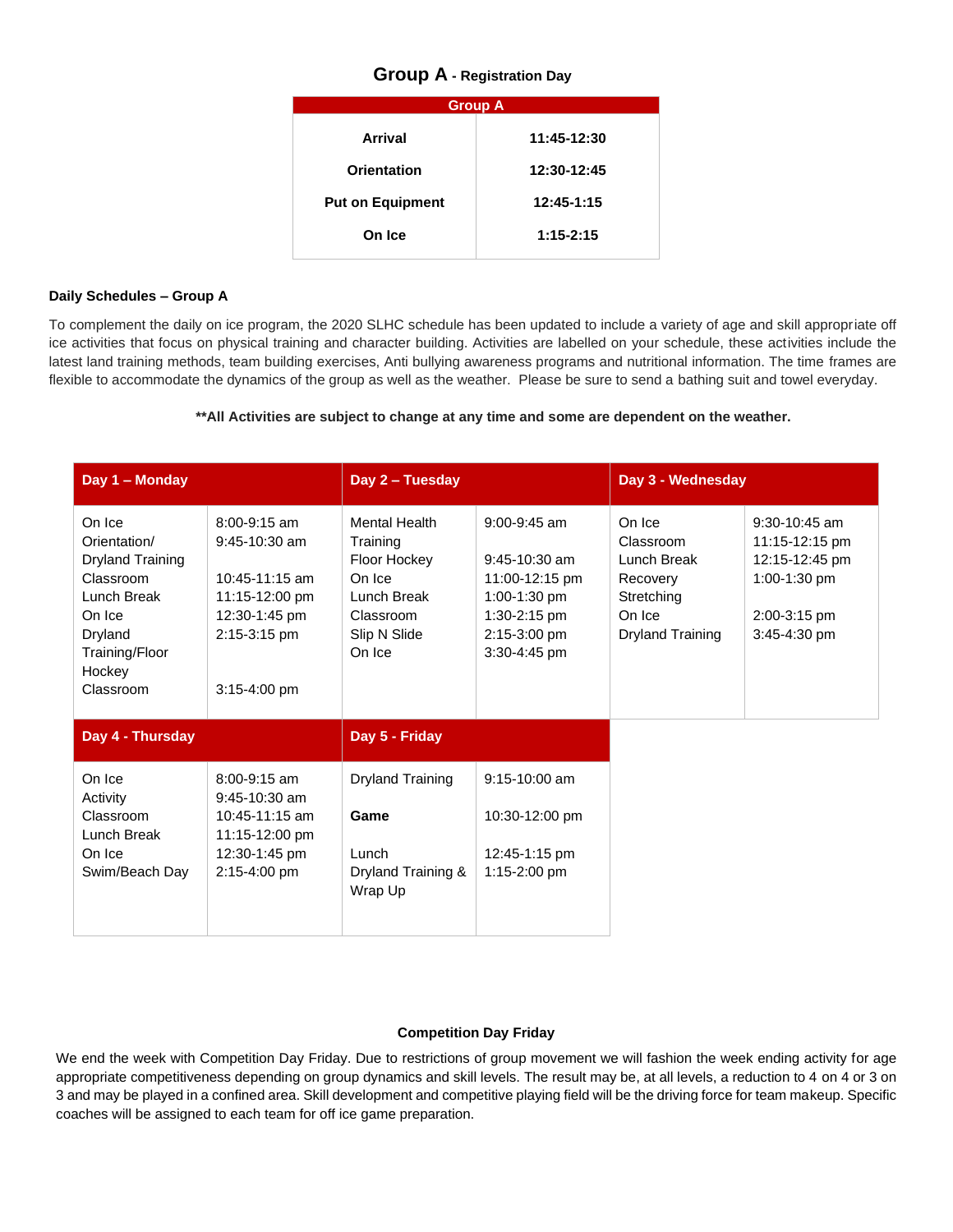## Group A - Registration Day

| Group A | |
|---|---|
| **Arrival** | **11:45-12:30** |
| **Orientation** | **12:30-12:45** |
| **Put on Equipment** | **12:45-1:15** |
| **On Ice** | **1:15-2:15** |

**Daily Schedules – Group A**

To complement the daily on ice program, the 2020 SLHC schedule has been updated to include a variety of age and skill appropriate off ice activities that focus on physical training and character building. Activities are labelled on your schedule, these activities include the latest land training methods, team building exercises, Anti bullying awareness programs and nutritional information. The time frames are flexible to accommodate the dynamics of the group as well as the weather. Please be sure to send a bathing suit and towel everyday.

**\*\*All Activities are subject to change at any time and some are dependent on the weather.**

| Day 1 – Monday | | Day 2 – Tuesday | | Day 3 - Wednesday | |
|---|---|---|---|---|---|
| On Ice | 8:00-9:15 am | Mental Health Training | 9:00-9:45 am | On Ice | 9:30-10:45 am |
| Orientation/ Dryland Training | 9:45-10:30 am | Floor Hockey | 9:45-10:30 am | Classroom | 11:15-12:15 pm |
| Classroom | 10:45-11:15 am | On Ice | 11:00-12:15 pm | Lunch Break | 12:15-12:45 pm |
| Lunch Break | 11:15-12:00 pm | Lunch Break | 1:00-1:30 pm | Recovery Stretching | 1:00-1:30 pm |
| On Ice | 12:30-1:45 pm | Classroom | 1:30-2:15 pm | On Ice | 2:00-3:15 pm |
| Dryland Training/Floor Hockey | 2:15-3:15 pm | Slip N Slide | 2:15-3:00 pm | Dryland Training | 3:45-4:30 pm |
| Classroom | 3:15-4:00 pm | On Ice | 3:30-4:45 pm | | |

| Day 4 - Thursday | | Day 5 - Friday | |
|---|---|---|---|
| On Ice | 8:00-9:15 am | Dryland Training | 9:15-10:00 am |
| Activity | 9:45-10:30 am | **Game** | 10:30-12:00 pm |
| Classroom | 10:45-11:15 am | Lunch | 12:45-1:15 pm |
| Lunch Break | 11:15-12:00 pm | Dryland Training & Wrap Up | 1:15-2:00 pm |
| On Ice | 12:30-1:45 pm | | |
| Swim/Beach Day | 2:15-4:00 pm | | |

**Competition Day Friday**

We end the week with Competition Day Friday. Due to restrictions of group movement we will fashion the week ending activity for age appropriate competitiveness depending on group dynamics and skill levels. The result may be, at all levels, a reduction to 4 on 4 or 3 on 3 and may be played in a confined area. Skill development and competitive playing field will be the driving force for team makeup. Specific coaches will be assigned to each team for off ice game preparation.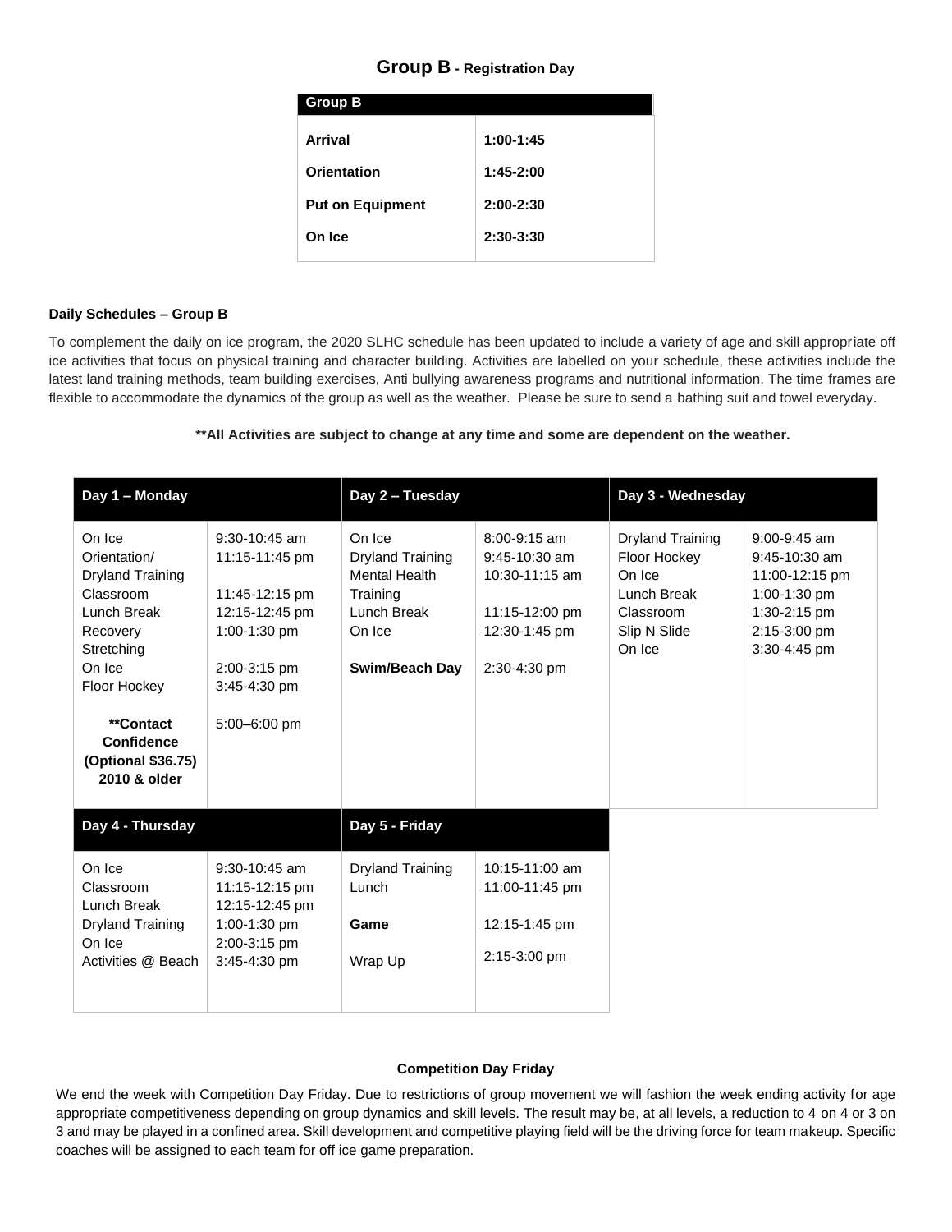## Group B - Registration Day

| Group B | |
|---|---|
| **Arrival** | **1:00-1:45** |
| **Orientation** | **1:45-2:00** |
| **Put on Equipment** | **2:00-2:30** |
| **On Ice** | **2:30-3:30** |

**Daily Schedules – Group B**

To complement the daily on ice program, the 2020 SLHC schedule has been updated to include a variety of age and skill appropriate off ice activities that focus on physical training and character building. Activities are labelled on your schedule, these activities include the latest land training methods, team building exercises, Anti bullying awareness programs and nutritional information. The time frames are flexible to accommodate the dynamics of the group as well as the weather. Please be sure to send a bathing suit and towel everyday.

**\*\*All Activities are subject to change at any time and some are dependent on the weather.**

| Day 1 – Monday | | Day 2 – Tuesday | | Day 3 - Wednesday | |
|---|---|---|---|---|---|
| On Ice | 9:30-10:45 am | On Ice | 8:00-9:15 am | Dryland Training | 9:00-9:45 am |
| Orientation/ Dryland Training | 11:15-11:45 pm | Dryland Training | 9:45-10:30 am | Floor Hockey | 9:45-10:30 am |
| Classroom | 11:45-12:15 pm | Mental Health Training | 10:30-11:15 am | On Ice | 11:00-12:15 pm |
| Lunch Break | 12:15-12:45 pm | Lunch Break | 11:15-12:00 pm | Lunch Break | 1:00-1:30 pm |
| Recovery Stretching | 1:00-1:30 pm | On Ice | 12:30-1:45 pm | Classroom | 1:30-2:15 pm |
| On Ice | 2:00-3:15 pm | **Swim/Beach Day** | 2:30-4:30 pm | Slip N Slide | 2:15-3:00 pm |
| Floor Hockey | 3:45-4:30 pm | | | On Ice | 3:30-4:45 pm |
| **\*\*Contact Confidence (Optional $36.75) 2010 & older** | 5:00–6:00 pm | | | | |

| Day 4 - Thursday | | Day 5 - Friday | |
|---|---|---|---|
| On Ice | 9:30-10:45 am | Dryland Training | 10:15-11:00 am |
| Classroom | 11:15-12:15 pm | Lunch | 11:00-11:45 pm |
| Lunch Break | 12:15-12:45 pm | **Game** | 12:15-1:45 pm |
| Dryland Training | 1:00-1:30 pm | Wrap Up | 2:15-3:00 pm |
| On Ice | 2:00-3:15 pm | | |
| Activities @ Beach | 3:45-4:30 pm | | |

**Competition Day Friday**

We end the week with Competition Day Friday. Due to restrictions of group movement we will fashion the week ending activity for age appropriate competitiveness depending on group dynamics and skill levels. The result may be, at all levels, a reduction to 4 on 4 or 3 on 3 and may be played in a confined area. Skill development and competitive playing field will be the driving force for team makeup. Specific coaches will be assigned to each team for off ice game preparation.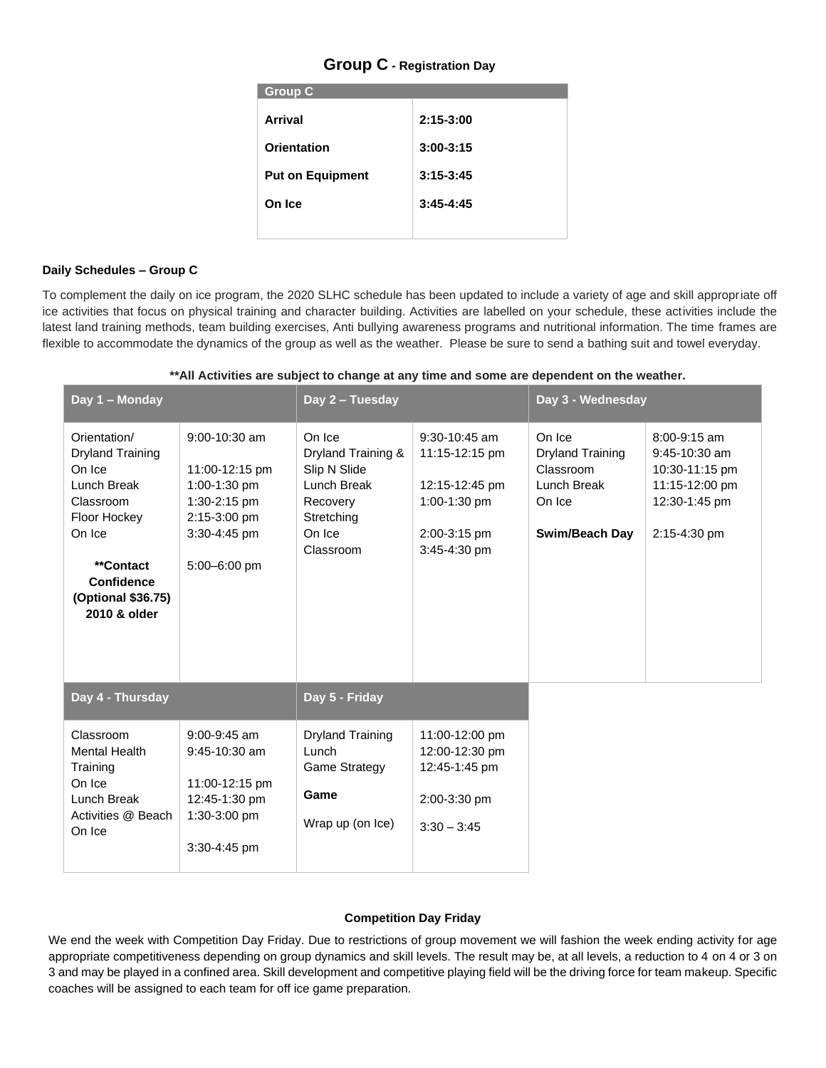## Group C - Registration Day

| Group C | |
|---|---|
| **Arrival** | **2:15-3:00** |
| **Orientation** | **3:00-3:15** |
| **Put on Equipment** | **3:15-3:45** |
| **On Ice** | **3:45-4:45** |

**Daily Schedules – Group C**

To complement the daily on ice program, the 2020 SLHC schedule has been updated to include a variety of age and skill appropriate off ice activities that focus on physical training and character building. Activities are labelled on your schedule, these activities include the latest land training methods, team building exercises, Anti bullying awareness programs and nutritional information. The time frames are flexible to accommodate the dynamics of the group as well as the weather. Please be sure to send a bathing suit and towel everyday.

**\*\*All Activities are subject to change at any time and some are dependent on the weather.**

| Day 1 – Monday | | Day 2 – Tuesday | | Day 3 - Wednesday | |
|---|---|---|---|---|---|
| Orientation/ Dryland Training | 9:00-10:30 am | On Ice | 9:30-10:45 am | On Ice | 8:00-9:15 am |
| On Ice | 11:00-12:15 pm | Dryland Training & Slip N Slide | 11:15-12:15 pm | Dryland Training | 9:45-10:30 am |
| Lunch Break | 1:00-1:30 pm | Lunch Break | 12:15-12:45 pm | Classroom | 10:30-11:15 pm |
| Classroom | 1:30-2:15 pm | Recovery Stretching | 1:00-1:30 pm | Lunch Break | 11:15-12:00 pm |
| Floor Hockey | 2:15-3:00 pm | On Ice | 2:00-3:15 pm | On Ice | 12:30-1:45 pm |
| On Ice | 3:30-4:45 pm | Classroom | 3:45-4:30 pm | **Swim/Beach Day** | 2:15-4:30 pm |
| **\*\*Contact Confidence (Optional $36.75) 2010 & older** | 5:00–6:00 pm | | | | |

| Day 4 - Thursday | | Day 5 - Friday | |
|---|---|---|---|
| Classroom | 9:00-9:45 am | Dryland Training | 11:00-12:00 pm |
| Mental Health Training | 9:45-10:30 am | Lunch | 12:00-12:30 pm |
| On Ice | 11:00-12:15 pm | Game Strategy | 12:45-1:45 pm |
| Lunch Break | 12:45-1:30 pm | **Game** | 2:00-3:30 pm |
| Activities @ Beach | 1:30-3:00 pm | Wrap up (on Ice) | 3:30 – 3:45 |
| On Ice | 3:30-4:45 pm | | |

**Competition Day Friday**

We end the week with Competition Day Friday. Due to restrictions of group movement we will fashion the week ending activity for age appropriate competitiveness depending on group dynamics and skill levels. The result may be, at all levels, a reduction to 4 on 4 or 3 on 3 and may be played in a confined area. Skill development and competitive playing field will be the driving force for team makeup. Specific coaches will be assigned to each team for off ice game preparation.